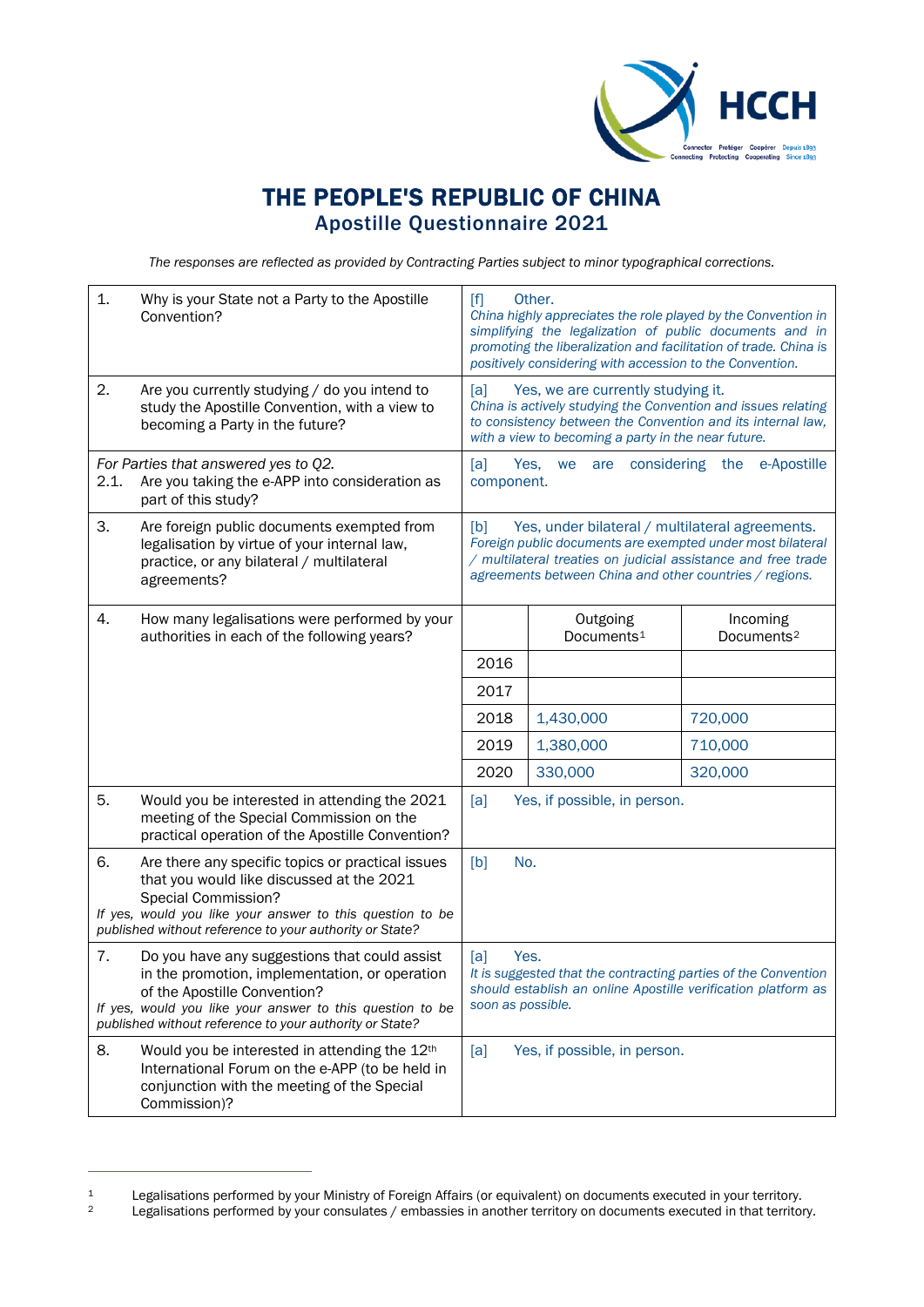# THE PEOPLE'S REPUBLIC OF CHINA
## Apostille Questionnaire 2021

*The responses are reflected as provided by Contracting Parties subject to minor typographical corrections.*

| Question | Response | | |
|---|---|---|---|
| 1. Why is your State not a Party to the Apostille Convention? | [f] Other. *China highly appreciates the role played by the Convention in simplifying the legalization of public documents and in promoting the liberalization and facilitation of trade. China is positively considering with accession to the Convention.* | | |
| 2. Are you currently studying / do you intend to study the Apostille Convention, with a view to becoming a Party in the future? | [a] Yes, we are currently studying it. *China is actively studying the Convention and issues relating to consistency between the Convention and its internal law, with a view to becoming a party in the near future.* | | |
| *For Parties that answered yes to Q2.* 2.1. Are you taking the e-APP into consideration as part of this study? | [a] Yes, we are considering the e-Apostille component. | | |
| 3. Are foreign public documents exempted from legalisation by virtue of your internal law, practice, or any bilateral / multilateral agreements? | [b] Yes, under bilateral / multilateral agreements. *Foreign public documents are exempted under most bilateral / multilateral treaties on judicial assistance and free trade agreements between China and other countries / regions.* | | |
| 4. How many legalisations were performed by your authorities in each of the following years? | | Outgoing Documents[1] | Incoming Documents[2] |
| | 2016 | | |
| | 2017 | | |
| | 2018 | 1,430,000 | 720,000 |
| | 2019 | 1,380,000 | 710,000 |
| | 2020 | 330,000 | 320,000 |
| 5. Would you be interested in attending the 2021 meeting of the Special Commission on the practical operation of the Apostille Convention? | [a] Yes, if possible, in person. | | |
| 6. Are there any specific topics or practical issues that you would like discussed at the 2021 Special Commission? *If yes, would you like your answer to this question to be published without reference to your authority or State?* | [b] No. | | |
| 7. Do you have any suggestions that could assist in the promotion, implementation, or operation of the Apostille Convention? *If yes, would you like your answer to this question to be published without reference to your authority or State?* | [a] Yes. *It is suggested that the contracting parties of the Convention should establish an online Apostille verification platform as soon as possible.* | | |
| 8. Would you be interested in attending the 12th International Forum on the e-APP (to be held in conjunction with the meeting of the Special Commission)? | [a] Yes, if possible, in person. | | |

[1] Legalisations performed by your Ministry of Foreign Affairs (or equivalent) on documents executed in your territory.
[2] Legalisations performed by your consulates / embassies in another territory on documents executed in that territory.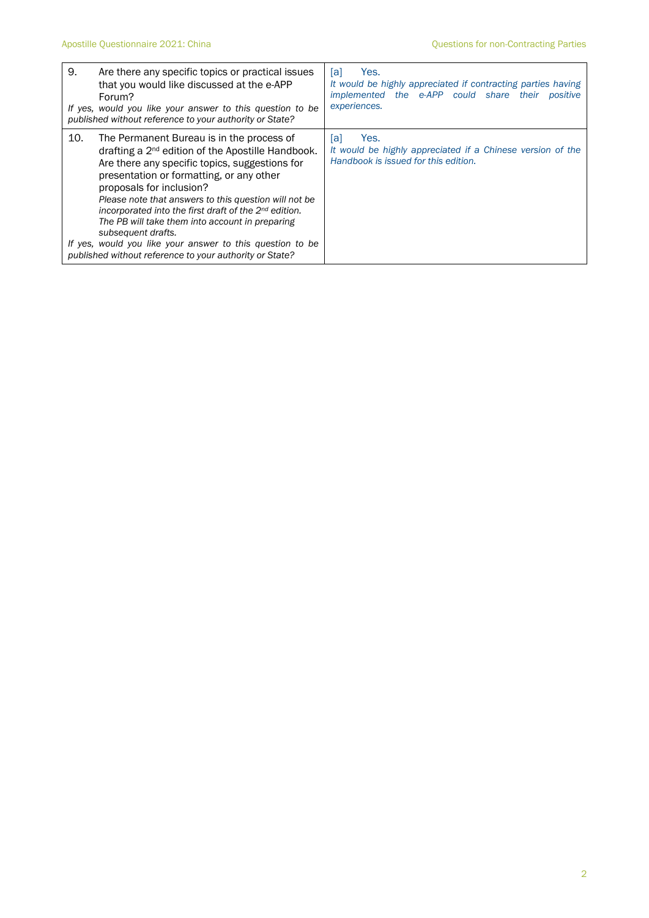| | |
|---|---|
| 9. Are there any specific topics or practical issues that you would like discussed at the e-APP Forum?<br>*If yes, would you like your answer to this question to be published without reference to your authority or State?* | [a] Yes.<br>*It would be highly appreciated if contracting parties having implemented the e-APP could share their positive experiences.* |
| 10. The Permanent Bureau is in the process of drafting a 2nd edition of the Apostille Handbook. Are there any specific topics, suggestions for presentation or formatting, or any other proposals for inclusion?<br>*Please note that answers to this question will not be incorporated into the first draft of the 2nd edition. The PB will take them into account in preparing subsequent drafts.*<br>*If yes, would you like your answer to this question to be published without reference to your authority or State?* | [a] Yes.<br>*It would be highly appreciated if a Chinese version of the Handbook is issued for this edition.* |